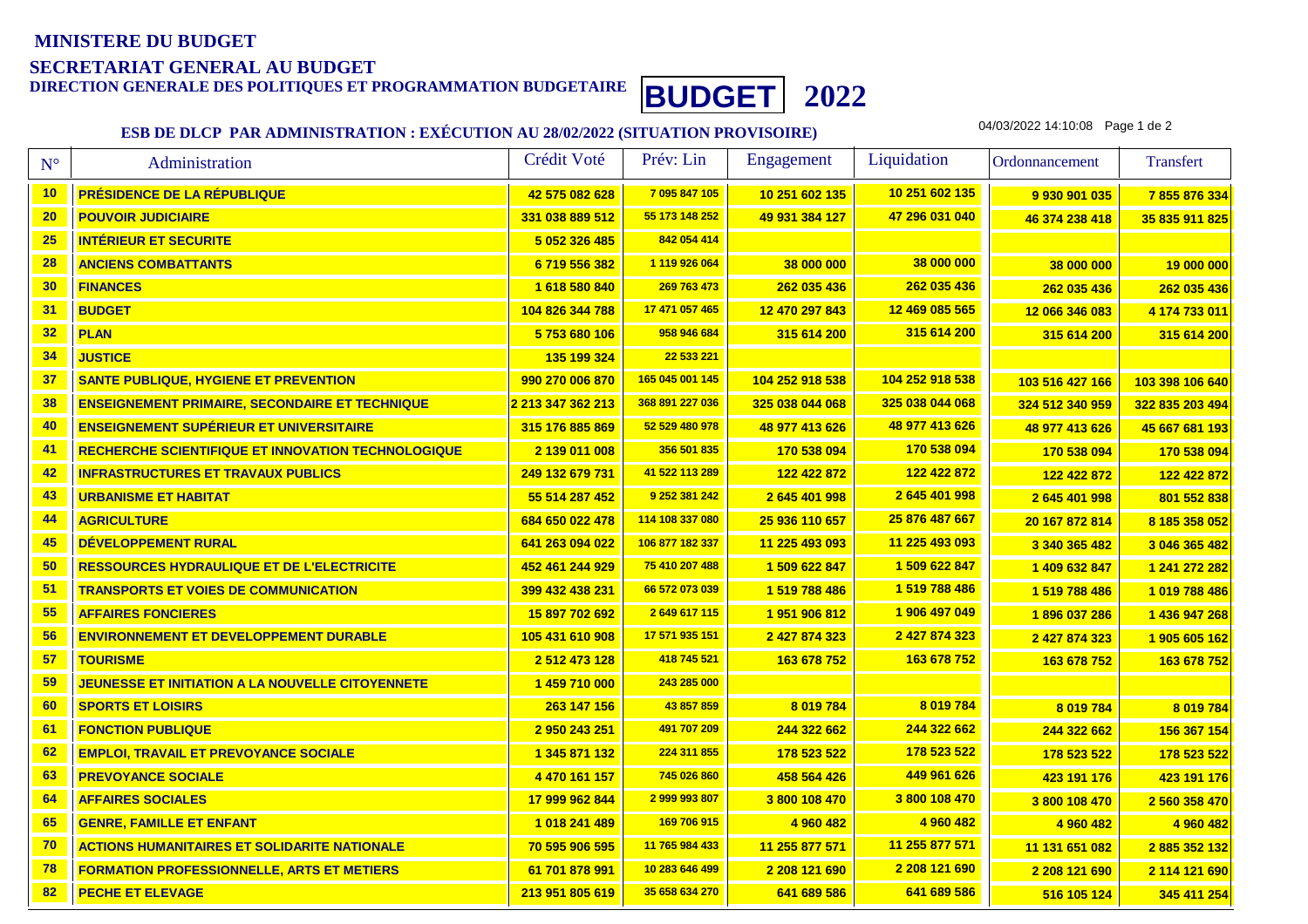**MINISTERE DU BUDGET**

**SECRETARIAT GENERAL AU BUDGET**

**DIRECTION GENERALE DES POLITIQUES ET PROGRAMMATION BUDGETAIRE**

# BUDGET 2022

## ESB DE DLCP PAR ADMINISTRATION : EXÉCUTION AU 28/02/2022 (SITUATION PROVISOIRE)

04/03/2022 14:10:08

| N° | Administration | Crédit Voté | Prév: Lin | Engagement | Liquidation | Ordonnancement | Transfert |
|---|---|---|---|---|---|---|---|
| 10 | PRÉSIDENCE DE LA RÉPUBLIQUE | 42 575 082 628 | 7 095 847 105 | 10 251 602 135 | 10 251 602 135 | 9 930 901 035 | 7 855 876 334 |
| 20 | POUVOIR JUDICIAIRE | 331 038 889 512 | 55 173 148 252 | 49 931 384 127 | 47 296 031 040 | 46 374 238 418 | 35 835 911 825 |
| 25 | INTÉRIEUR ET SECURITE | 5 052 326 485 | 842 054 414 | | | | |
| 28 | ANCIENS COMBATTANTS | 6 719 556 382 | 1 119 926 064 | 38 000 000 | 38 000 000 | 38 000 000 | 19 000 000 |
| 30 | FINANCES | 1 618 580 840 | 269 763 473 | 262 035 436 | 262 035 436 | 262 035 436 | 262 035 436 |
| 31 | BUDGET | 104 826 344 788 | 17 471 057 465 | 12 470 297 843 | 12 469 085 565 | 12 066 346 083 | 4 174 733 011 |
| 32 | PLAN | 5 753 680 106 | 958 946 684 | 315 614 200 | 315 614 200 | 315 614 200 | 315 614 200 |
| 34 | JUSTICE | 135 199 324 | 22 533 221 | | | | |
| 37 | SANTE PUBLIQUE, HYGIENE ET PREVENTION | 990 270 006 870 | 165 045 001 145 | 104 252 918 538 | 104 252 918 538 | 103 516 427 166 | 103 398 106 640 |
| 38 | ENSEIGNEMENT PRIMAIRE, SECONDAIRE ET TECHNIQUE | 2 213 347 362 213 | 368 891 227 036 | 325 038 044 068 | 325 038 044 068 | 324 512 340 959 | 322 835 203 494 |
| 40 | ENSEIGNEMENT SUPÉRIEUR ET UNIVERSITAIRE | 315 176 885 869 | 52 529 480 978 | 48 977 413 626 | 48 977 413 626 | 48 977 413 626 | 45 667 681 193 |
| 41 | RECHERCHE SCIENTIFIQUE ET INNOVATION TECHNOLOGIQUE | 2 139 011 008 | 356 501 835 | 170 538 094 | 170 538 094 | 170 538 094 | 170 538 094 |
| 42 | INFRASTRUCTURES ET TRAVAUX PUBLICS | 249 132 679 731 | 41 522 113 289 | 122 422 872 | 122 422 872 | 122 422 872 | 122 422 872 |
| 43 | URBANISME ET HABITAT | 55 514 287 452 | 9 252 381 242 | 2 645 401 998 | 2 645 401 998 | 2 645 401 998 | 801 552 838 |
| 44 | AGRICULTURE | 684 650 022 478 | 114 108 337 080 | 25 936 110 657 | 25 876 487 667 | 20 167 872 814 | 8 185 358 052 |
| 45 | DÉVELOPPEMENT RURAL | 641 263 094 022 | 106 877 182 337 | 11 225 493 093 | 11 225 493 093 | 3 340 365 482 | 3 046 365 482 |
| 50 | RESSOURCES HYDRAULIQUE ET DE L'ELECTRICITE | 452 461 244 929 | 75 410 207 488 | 1 509 622 847 | 1 509 622 847 | 1 409 632 847 | 1 241 272 282 |
| 51 | TRANSPORTS ET VOIES DE COMMUNICATION | 399 432 438 231 | 66 572 073 039 | 1 519 788 486 | 1 519 788 486 | 1 519 788 486 | 1 019 788 486 |
| 55 | AFFAIRES FONCIERES | 15 897 702 692 | 2 649 617 115 | 1 951 906 812 | 1 906 497 049 | 1 896 037 286 | 1 436 947 268 |
| 56 | ENVIRONNEMENT ET DEVELOPPEMENT DURABLE | 105 431 610 908 | 17 571 935 151 | 2 427 874 323 | 2 427 874 323 | 2 427 874 323 | 1 905 605 162 |
| 57 | TOURISME | 2 512 473 128 | 418 745 521 | 163 678 752 | 163 678 752 | 163 678 752 | 163 678 752 |
| 59 | JEUNESSE ET INITIATION A LA NOUVELLE CITOYENNETE | 1 459 710 000 | 243 285 000 | | | | |
| 60 | SPORTS ET LOISIRS | 263 147 156 | 43 857 859 | 8 019 784 | 8 019 784 | 8 019 784 | 8 019 784 |
| 61 | FONCTION PUBLIQUE | 2 950 243 251 | 491 707 209 | 244 322 662 | 244 322 662 | 244 322 662 | 156 367 154 |
| 62 | EMPLOI, TRAVAIL ET PREVOYANCE SOCIALE | 1 345 871 132 | 224 311 855 | 178 523 522 | 178 523 522 | 178 523 522 | 178 523 522 |
| 63 | PREVOYANCE SOCIALE | 4 470 161 157 | 745 026 860 | 458 564 426 | 449 961 626 | 423 191 176 | 423 191 176 |
| 64 | AFFAIRES SOCIALES | 17 999 962 844 | 2 999 993 807 | 3 800 108 470 | 3 800 108 470 | 3 800 108 470 | 2 560 358 470 |
| 65 | GENRE, FAMILLE ET ENFANT | 1 018 241 489 | 169 706 915 | 4 960 482 | 4 960 482 | 4 960 482 | 4 960 482 |
| 70 | ACTIONS HUMANITAIRES ET SOLIDARITE NATIONALE | 70 595 906 595 | 11 765 984 433 | 11 255 877 571 | 11 255 877 571 | 11 131 651 082 | 2 885 352 132 |
| 78 | FORMATION PROFESSIONNELLE, ARTS ET METIERS | 61 701 878 991 | 10 283 646 499 | 2 208 121 690 | 2 208 121 690 | 2 208 121 690 | 2 114 121 690 |
| 82 | PECHE ET ELEVAGE | 213 951 805 619 | 35 658 634 270 | 641 689 586 | 641 689 586 | 516 105 124 | 345 411 254 |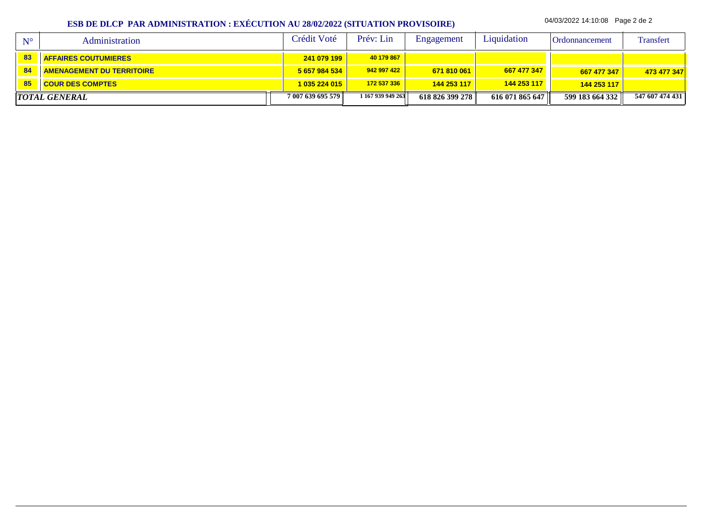## ESB DE DLCP PAR ADMINISTRATION : EXÉCUTION AU 28/02/2022 (SITUATION PROVISOIRE)

04/03/2022 14:10:08

| N° | Administration | Crédit Voté | Prév: Lin | Engagement | Liquidation | Ordonnancement | Transfert |
|---|---|---|---|---|---|---|---|
| 83 | AFFAIRES COUTUMIERES | 241 079 199 | 40 179 867 | | | | |
| 84 | AMENAGEMENT DU TERRITOIRE | 5 657 984 534 | 942 997 422 | 671 810 061 | 667 477 347 | 667 477 347 | 473 477 347 |
| 85 | COUR DES COMPTES | 1 035 224 015 | 172 537 336 | 144 253 117 | 144 253 117 | 144 253 117 | |
| *TOTAL GENERAL* | | 7 007 639 695 579 | 1 167 939 949 263 | 618 826 399 278 | 616 071 865 647 | 599 183 664 332 | 547 607 474 431 |